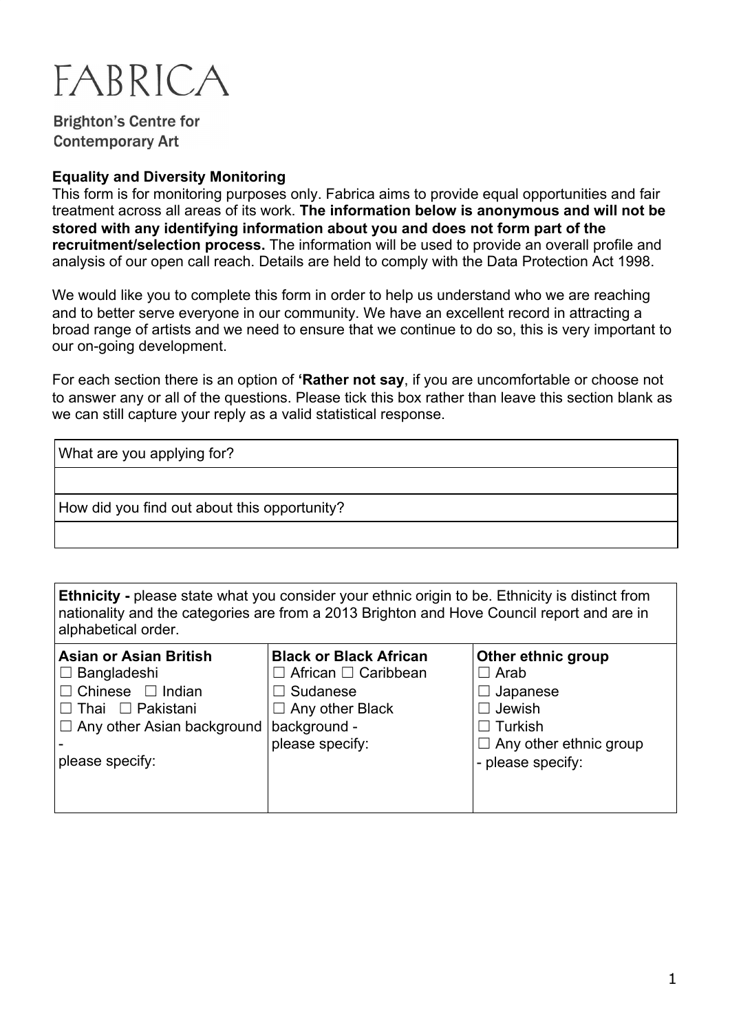# FABRICA

Brighton's Centre for Contemporary Art

**Equality and Diversity Monitoring**

This form is for monitoring purposes only. Fabrica aims to provide equal opportunities and fair treatment across all areas of its work. **The information below is anonymous and will not be stored with any identifying information about you and does not form part of the recruitment/selection process.** The information will be used to provide an overall profile and analysis of our open call reach. Details are held to comply with the Data Protection Act 1998.

We would like you to complete this form in order to help us understand who we are reaching and to better serve everyone in our community. We have an excellent record in attracting a broad range of artists and we need to ensure that we continue to do so, this is very important to our on-going development.

For each section there is an option of **'Rather not say**, if you are uncomfortable or choose not to answer any or all of the questions. Please tick this box rather than leave this section blank as we can still capture your reply as a valid statistical response.

| What are you applying for? |
| --- |
| |
| How did you find out about this opportunity? |
| |

**Ethnicity -** please state what you consider your ethnic origin to be. Ethnicity is distinct from nationality and the categories are from a 2013 Brighton and Hove Council report and are in alphabetical order.

| **Asian or Asian British** | **Black or Black African** | **Other ethnic group** |
| --- | --- | --- |
| ☐ Bangladeshi<br>☐ Chinese ☐ Indian<br>☐ Thai ☐ Pakistani<br>☐ Any other Asian background - please specify: | ☐ African ☐ Caribbean<br>☐ Sudanese<br>☐ Any other Black background - please specify: | ☐ Arab<br>☐ Japanese<br>☐ Jewish<br>☐ Turkish<br>☐ Any other ethnic group - please specify: |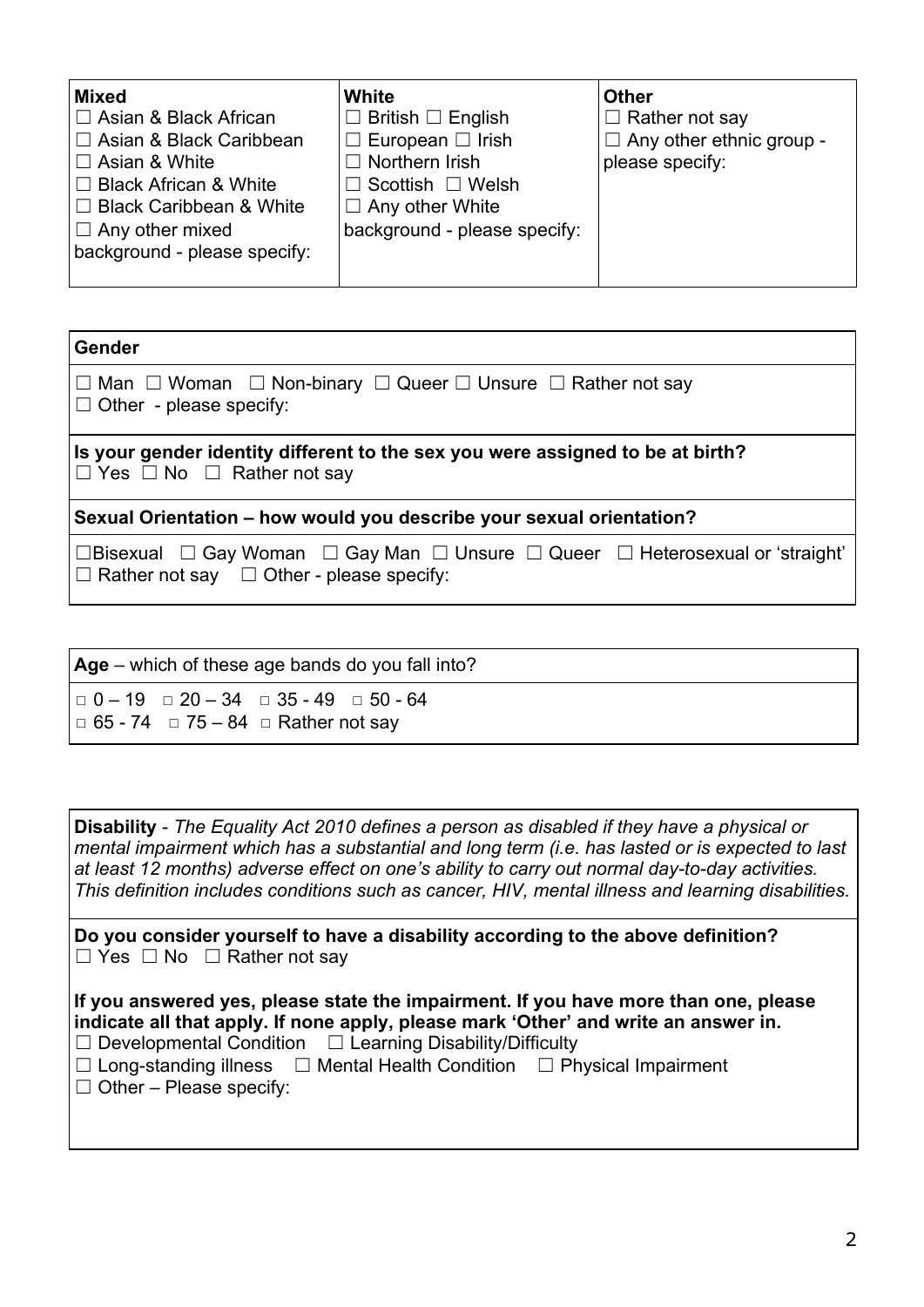| **Mixed** | **White** | **Other** |
|---|---|---|
| ☐ Asian & Black African<br>☐ Asian & Black Caribbean<br>☐ Asian & White<br>☐ Black African & White<br>☐ Black Caribbean & White<br>☐ Any other mixed background - please specify: | ☐ British ☐ English<br>☐ European ☐ Irish<br>☐ Northern Irish<br>☐ Scottish ☐ Welsh<br>☐ Any other White background - please specify: | ☐ Rather not say<br>☐ Any other ethnic group - please specify: |

| **Gender** |
|---|
| ☐ Man ☐ Woman ☐ Non-binary ☐ Queer ☐ Unsure ☐ Rather not say<br>☐ Other - please specify: |
| **Is your gender identity different to the sex you were assigned to be at birth?**<br>☐ Yes ☐ No ☐ Rather not say |
| **Sexual Orientation – how would you describe your sexual orientation?** |
| ☐Bisexual ☐ Gay Woman ☐ Gay Man ☐ Unsure ☐ Queer ☐ Heterosexual or 'straight'<br>☐ Rather not say ☐ Other - please specify: |

| **Age** – which of these age bands do you fall into? |
|---|
| □ 0 – 19 □ 20 – 34 □ 35 - 49 □ 50 - 64<br>□ 65 - 74 □ 75 – 84 □ Rather not say |

| **Disability** - *The Equality Act 2010 defines a person as disabled if they have a physical or mental impairment which has a substantial and long term (i.e. has lasted or is expected to last at least 12 months) adverse effect on one's ability to carry out normal day-to-day activities. This definition includes conditions such as cancer, HIV, mental illness and learning disabilities.* |
|---|
| **Do you consider yourself to have a disability according to the above definition?**<br>☐ Yes ☐ No ☐ Rather not say<br><br>**If you answered yes, please state the impairment. If you have more than one, please indicate all that apply. If none apply, please mark 'Other' and write an answer in.**<br>☐ Developmental Condition ☐ Learning Disability/Difficulty<br>☐ Long-standing illness ☐ Mental Health Condition ☐ Physical Impairment<br>☐ Other – Please specify: |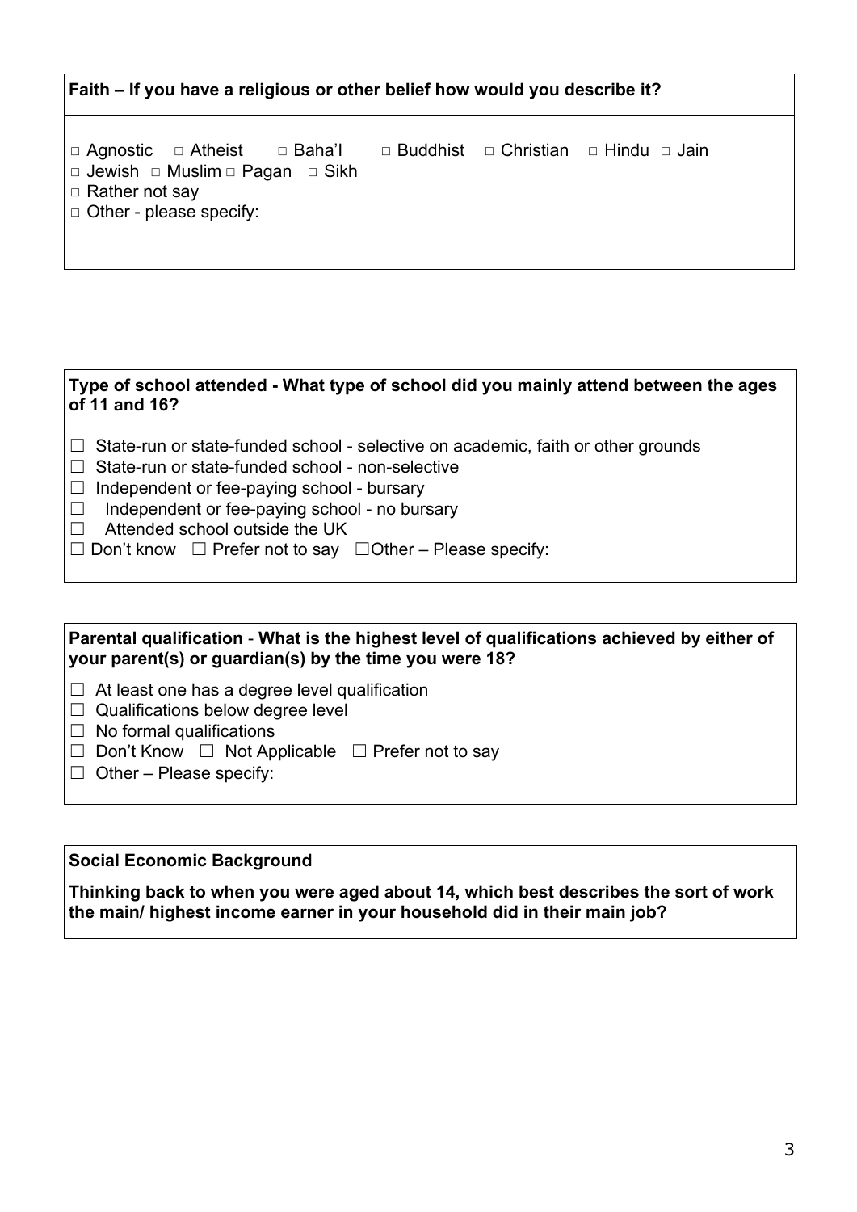**Faith – If you have a religious or other belief how would you describe it?**

□ Agnostic □ Atheist □ Baha'I □ Buddhist □ Christian □ Hindu □ Jain
□ Jewish □ Muslim □ Pagan □ Sikh
□ Rather not say
□ Other - please specify:

**Type of school attended - What type of school did you mainly attend between the ages of 11 and 16?**

☐ State-run or state-funded school - selective on academic, faith or other grounds
☐ State-run or state-funded school - non-selective
☐ Independent or fee-paying school - bursary
☐ Independent or fee-paying school - no bursary
☐ Attended school outside the UK
☐ Don't know ☐ Prefer not to say ☐Other – Please specify:

**Parental qualification** - **What is the highest level of qualifications achieved by either of your parent(s) or guardian(s) by the time you were 18?**

☐ At least one has a degree level qualification
☐ Qualifications below degree level
☐ No formal qualifications
☐ Don't Know ☐ Not Applicable ☐ Prefer not to say
☐ Other – Please specify:

**Social Economic Background**

**Thinking back to when you were aged about 14, which best describes the sort of work the main/ highest income earner in your household did in their main job?**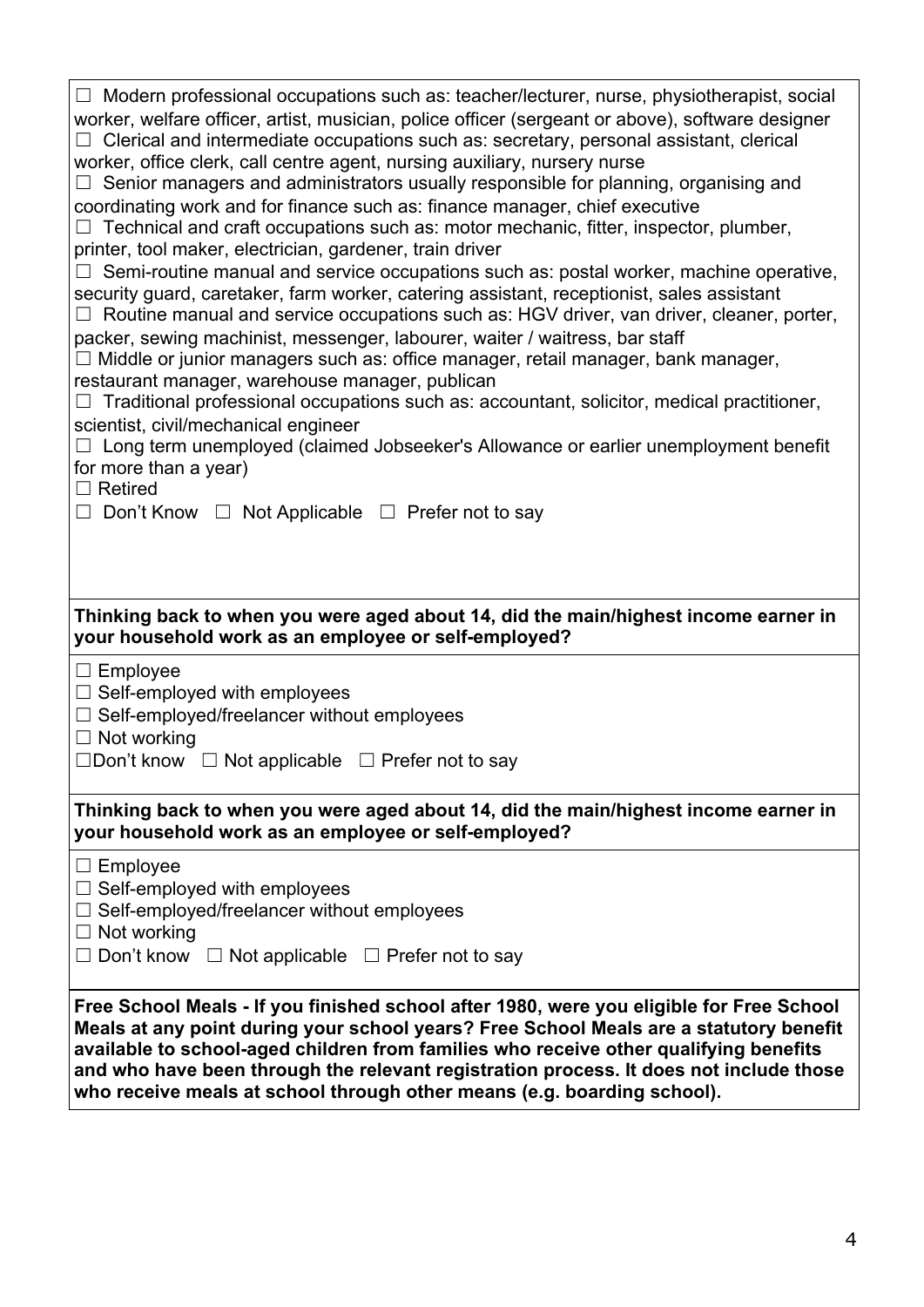☐ Modern professional occupations such as: teacher/lecturer, nurse, physiotherapist, social worker, welfare officer, artist, musician, police officer (sergeant or above), software designer
☐ Clerical and intermediate occupations such as: secretary, personal assistant, clerical worker, office clerk, call centre agent, nursing auxiliary, nursery nurse
☐ Senior managers and administrators usually responsible for planning, organising and coordinating work and for finance such as: finance manager, chief executive
☐ Technical and craft occupations such as: motor mechanic, fitter, inspector, plumber, printer, tool maker, electrician, gardener, train driver
☐ Semi-routine manual and service occupations such as: postal worker, machine operative, security guard, caretaker, farm worker, catering assistant, receptionist, sales assistant
☐ Routine manual and service occupations such as: HGV driver, van driver, cleaner, porter, packer, sewing machinist, messenger, labourer, waiter / waitress, bar staff
☐ Middle or junior managers such as: office manager, retail manager, bank manager, restaurant manager, warehouse manager, publican
☐ Traditional professional occupations such as: accountant, solicitor, medical practitioner, scientist, civil/mechanical engineer
☐ Long term unemployed (claimed Jobseeker's Allowance or earlier unemployment benefit for more than a year)
☐ Retired
☐ Don't Know ☐ Not Applicable ☐ Prefer not to say

**Thinking back to when you were aged about 14, did the main/highest income earner in your household work as an employee or self-employed?**

☐ Employee
☐ Self-employed with employees
☐ Self-employed/freelancer without employees
☐ Not working
☐Don't know ☐ Not applicable ☐ Prefer not to say

**Thinking back to when you were aged about 14, did the main/highest income earner in your household work as an employee or self-employed?**

☐ Employee
☐ Self-employed with employees
☐ Self-employed/freelancer without employees
☐ Not working
☐ Don't know ☐ Not applicable ☐ Prefer not to say

**Free School Meals - If you finished school after 1980, were you eligible for Free School Meals at any point during your school years? Free School Meals are a statutory benefit available to school-aged children from families who receive other qualifying benefits and who have been through the relevant registration process. It does not include those who receive meals at school through other means (e.g. boarding school).**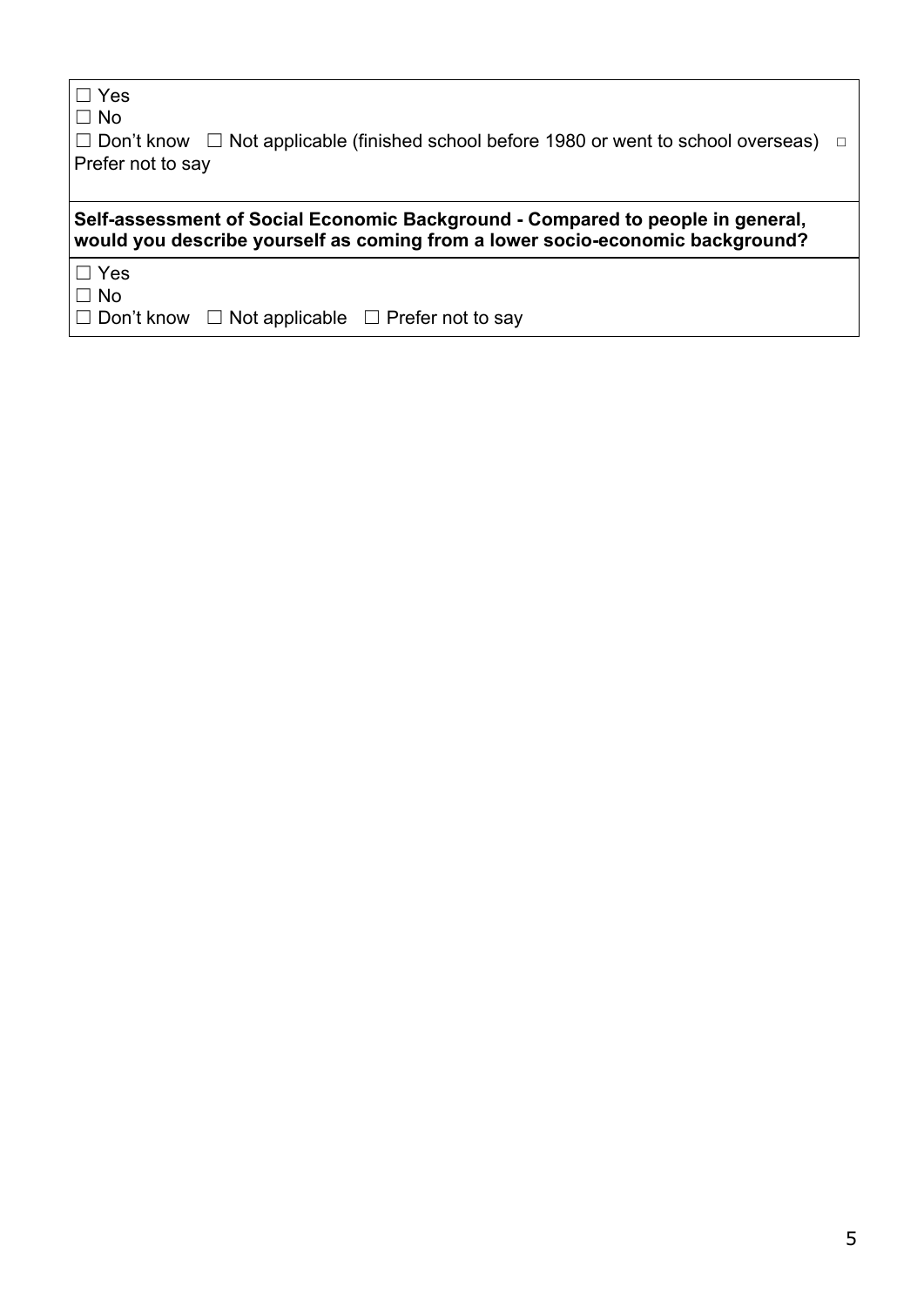| |
|---|
| ☐ Yes<br>☐ No<br>☐ Don't know ☐ Not applicable (finished school before 1980 or went to school overseas) ☐ Prefer not to say |
| **Self-assessment of Social Economic Background - Compared to people in general, would you describe yourself as coming from a lower socio-economic background?** |
| ☐ Yes<br>☐ No<br>☐ Don't know ☐ Not applicable ☐ Prefer not to say |